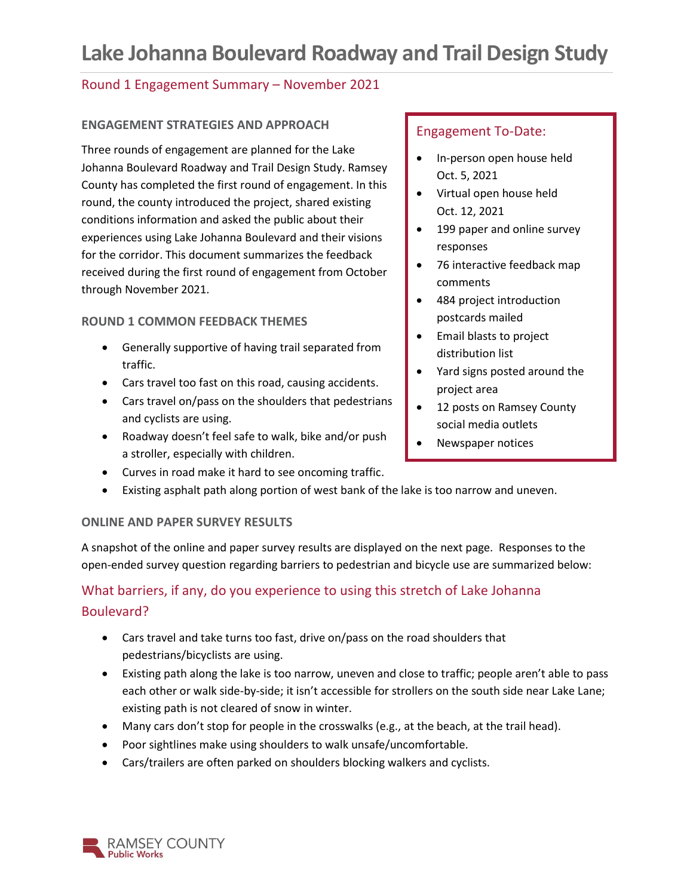# Lake Johanna Boulevard Roadway and Trail Design Study

## Round 1 Engagement Summary – November 2021

### ENGAGEMENT STRATEGIES AND APPROACH

Three rounds of engagement are planned for the Lake Johanna Boulevard Roadway and Trail Design Study. Ramsey County has completed the first round of engagement. In this round, the county introduced the project, shared existing conditions information and asked the public about their experiences using Lake Johanna Boulevard and their visions for the corridor. This document summarizes the feedback received during the first round of engagement from October through November 2021.

### Engagement To-Date:

- In-person open house held Oct. 5, 2021
- Virtual open house held Oct. 12, 2021
- 199 paper and online survey responses
- 76 interactive feedback map comments
- 484 project introduction postcards mailed
- Email blasts to project distribution list
- Yard signs posted around the project area
- 12 posts on Ramsey County social media outlets
- Newspaper notices

### ROUND 1 COMMON FEEDBACK THEMES

- Generally supportive of having trail separated from traffic.
- Cars travel too fast on this road, causing accidents.
- Cars travel on/pass on the shoulders that pedestrians and cyclists are using.
- Roadway doesn't feel safe to walk, bike and/or push a stroller, especially with children.
- Curves in road make it hard to see oncoming traffic.
- Existing asphalt path along portion of west bank of the lake is too narrow and uneven.

### ONLINE AND PAPER SURVEY RESULTS

A snapshot of the online and paper survey results are displayed on the next page. Responses to the open-ended survey question regarding barriers to pedestrian and bicycle use are summarized below:

### What barriers, if any, do you experience to using this stretch of Lake Johanna Boulevard?

- Cars travel and take turns too fast, drive on/pass on the road shoulders that pedestrians/bicyclists are using.
- Existing path along the lake is too narrow, uneven and close to traffic; people aren't able to pass each other or walk side-by-side; it isn't accessible for strollers on the south side near Lake Lane; existing path is not cleared of snow in winter.
- Many cars don't stop for people in the crosswalks (e.g., at the beach, at the trail head).
- Poor sightlines make using shoulders to walk unsafe/uncomfortable.
- Cars/trailers are often parked on shoulders blocking walkers and cyclists.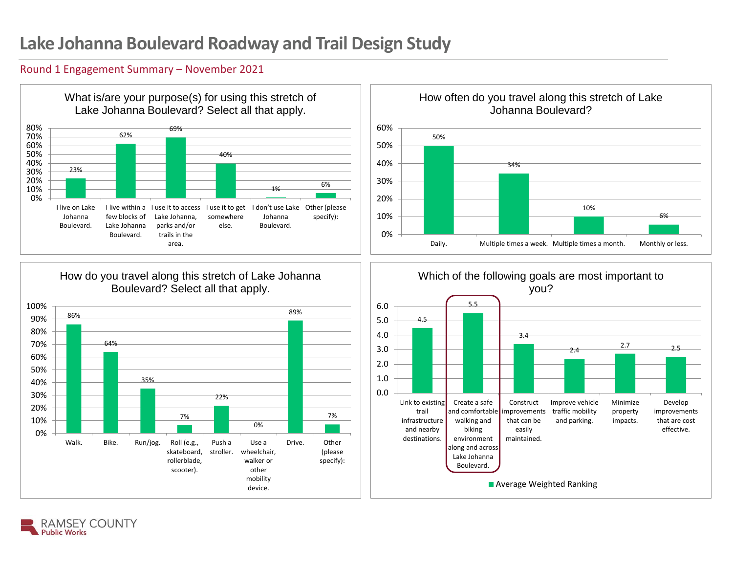# Lake Johanna Boulevard Roadway and Trail Design Study

## Round 1 Engagement Summary – November 2021

### What is/are your purpose(s) for using this stretch of Lake Johanna Boulevard? Select all that apply.

| Purpose | Percent |
|---|---|
| I live on Lake Johanna Boulevard. | 23% |
| I live within a few blocks of Lake Johanna Boulevard. | 62% |
| I use it to access Lake Johanna, parks and/or trails in the area. | 69% |
| I use it to get somewhere else. | 40% |
| I don't use Lake Johanna Boulevard. | 1% |
| Other (please specify): | 6% |

### How often do you travel along this stretch of Lake Johanna Boulevard?

| Frequency | Percent |
|---|---|
| Daily. | 50% |
| Multiple times a week. | 34% |
| Multiple times a month. | 10% |
| Monthly or less. | 6% |

### How do you travel along this stretch of Lake Johanna Boulevard? Select all that apply.

| Mode | Percent |
|---|---|
| Walk. | 86% |
| Bike. | 64% |
| Run/jog. | 35% |
| Roll (e.g., skateboard, rollerblade, scooter). | 7% |
| Push a stroller. | 22% |
| Use a wheelchair, walker or other mobility device. | 0% |
| Drive. | 89% |
| Other (please specify): | 7% |

### Which of the following goals are most important to you?

| Goal | Average Weighted Ranking |
|---|---|
| Link to existing trail infrastructure and nearby destinations. | 4.5 |
| Create a safe and comfortable walking and biking environment along and across Lake Johanna Boulevard. | 5.5 |
| Construct improvements that can be easily maintained. | 3.4 |
| Improve vehicle traffic mobility and parking. | 2.4 |
| Minimize property impacts. | 2.7 |
| Develop improvements that are cost effective. | 2.5 |

RAMSEY COUNTY Public Works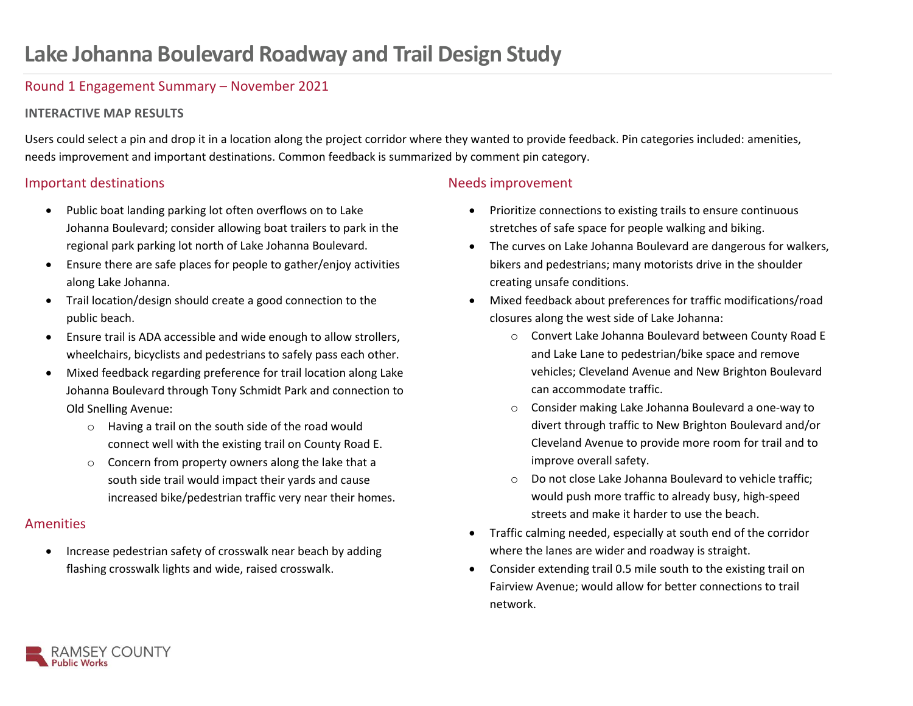# Lake Johanna Boulevard Roadway and Trail Design Study

## Round 1 Engagement Summary – November 2021

**INTERACTIVE MAP RESULTS**

Users could select a pin and drop it in a location along the project corridor where they wanted to provide feedback. Pin categories included: amenities, needs improvement and important destinations. Common feedback is summarized by comment pin category.

### Important destinations

- Public boat landing parking lot often overflows on to Lake Johanna Boulevard; consider allowing boat trailers to park in the regional park parking lot north of Lake Johanna Boulevard.
- Ensure there are safe places for people to gather/enjoy activities along Lake Johanna.
- Trail location/design should create a good connection to the public beach.
- Ensure trail is ADA accessible and wide enough to allow strollers, wheelchairs, bicyclists and pedestrians to safely pass each other.
- Mixed feedback regarding preference for trail location along Lake Johanna Boulevard through Tony Schmidt Park and connection to Old Snelling Avenue:
  - Having a trail on the south side of the road would connect well with the existing trail on County Road E.
  - Concern from property owners along the lake that a south side trail would impact their yards and cause increased bike/pedestrian traffic very near their homes.

### Amenities

- Increase pedestrian safety of crosswalk near beach by adding flashing crosswalk lights and wide, raised crosswalk.

### Needs improvement

- Prioritize connections to existing trails to ensure continuous stretches of safe space for people walking and biking.
- The curves on Lake Johanna Boulevard are dangerous for walkers, bikers and pedestrians; many motorists drive in the shoulder creating unsafe conditions.
- Mixed feedback about preferences for traffic modifications/road closures along the west side of Lake Johanna:
  - Convert Lake Johanna Boulevard between County Road E and Lake Lane to pedestrian/bike space and remove vehicles; Cleveland Avenue and New Brighton Boulevard can accommodate traffic.
  - Consider making Lake Johanna Boulevard a one-way to divert through traffic to New Brighton Boulevard and/or Cleveland Avenue to provide more room for trail and to improve overall safety.
  - Do not close Lake Johanna Boulevard to vehicle traffic; would push more traffic to already busy, high-speed streets and make it harder to use the beach.
- Traffic calming needed, especially at south end of the corridor where the lanes are wider and roadway is straight.
- Consider extending trail 0.5 mile south to the existing trail on Fairview Avenue; would allow for better connections to trail network.